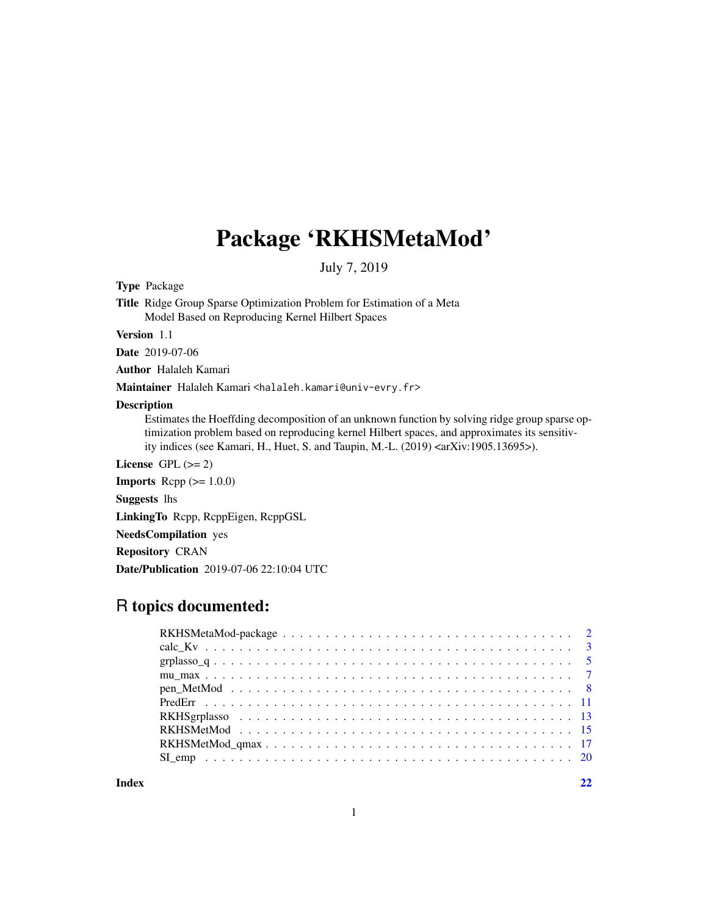# Package 'RKHSMetaMod'

July 7, 2019

**Type** Package

**Title** Ridge Group Sparse Optimization Problem for Estimation of a Meta Model Based on Reproducing Kernel Hilbert Spaces

**Version** 1.1

**Date** 2019-07-06

**Author** Halaleh Kamari

**Maintainer** Halaleh Kamari <halaleh.kamari@univ-evry.fr>

**Description** Estimates the Hoeffding decomposition of an unknown function by solving ridge group sparse optimization problem based on reproducing kernel Hilbert spaces, and approximates its sensitivity indices (see Kamari, H., Huet, S. and Taupin, M.-L. (2019) <arXiv:1905.13695>).

**License** GPL (>= 2)

**Imports** Rcpp (>= 1.0.0)

**Suggests** lhs

**LinkingTo** Rcpp, RcppEigen, RcppGSL

**NeedsCompilation** yes

**Repository** CRAN

**Date/Publication** 2019-07-06 22:10:04 UTC

## R topics documented:

| | |
|---|---|
| RKHSMetaMod-package | 2 |
| calc_Kv | 3 |
| grplasso_q | 5 |
| mu_max | 7 |
| pen_MetMod | 8 |
| PredErr | 11 |
| RKHSgrplasso | 13 |
| RKHSMetMod | 15 |
| RKHSMetMod_qmax | 17 |
| SI_emp | 20 |

**Index** 22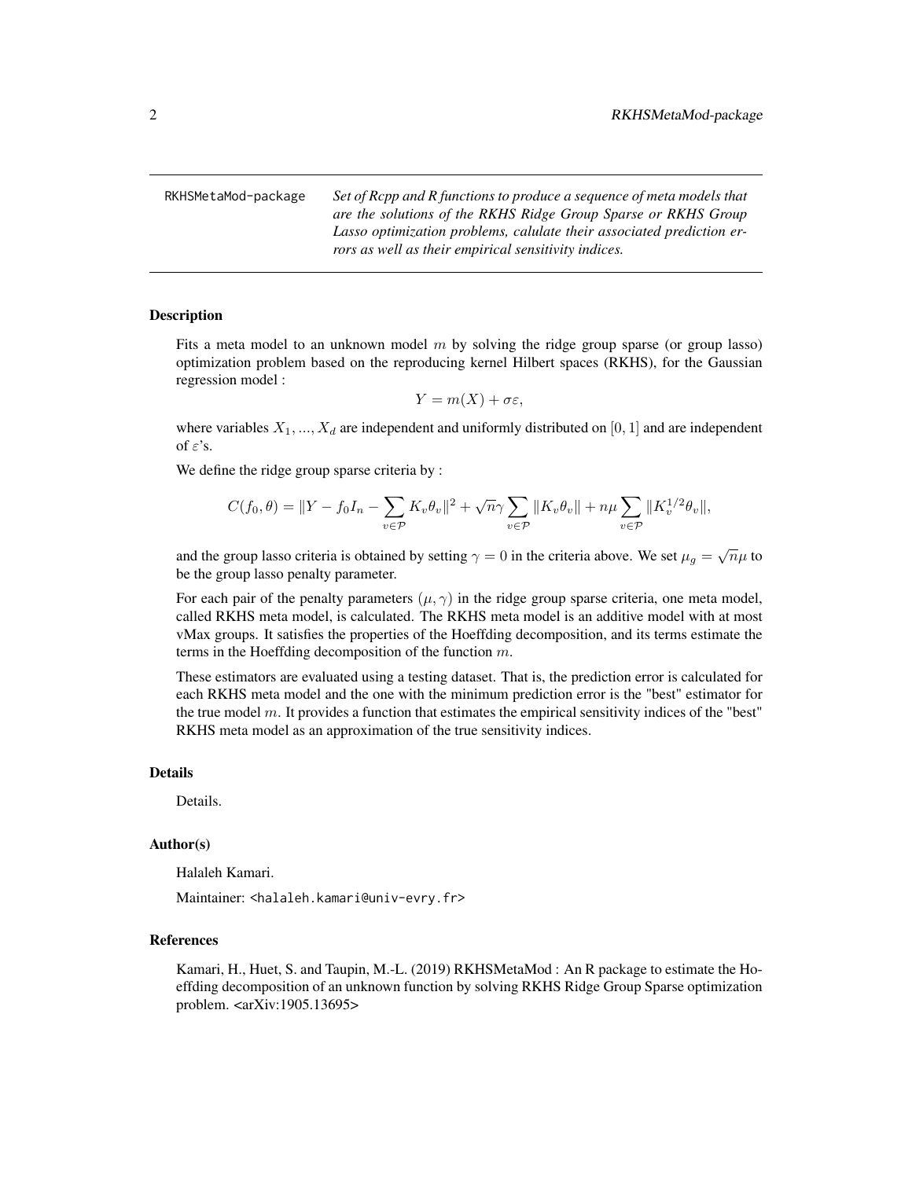RKHSMetaMod-package *Set of Rcpp and R functions to produce a sequence of meta models that are the solutions of the RKHS Ridge Group Sparse or RKHS Group Lasso optimization problems, calulate their associated prediction errors as well as their empirical sensitivity indices.*

## Description

Fits a meta model to an unknown model $m$ by solving the ridge group sparse (or group lasso) optimization problem based on the reproducing kernel Hilbert spaces (RKHS), for the Gaussian regression model :

$$Y = m(X) + \sigma\varepsilon,$$

where variables $X_1, ..., X_d$ are independent and uniformly distributed on $[0, 1]$ and are independent of $\varepsilon$'s.

We define the ridge group sparse criteria by :

$$C(f_0, \theta) = \|Y - f_0 I_n - \sum_{v \in \mathcal{P}} K_v \theta_v\|^2 + \sqrt{n}\gamma \sum_{v \in \mathcal{P}} \|K_v \theta_v\| + n\mu \sum_{v \in \mathcal{P}} \|K_v^{1/2} \theta_v\|,$$

and the group lasso criteria is obtained by setting $\gamma = 0$ in the criteria above. We set $\mu_g = \sqrt{n}\mu$ to be the group lasso penalty parameter.

For each pair of the penalty parameters $(\mu, \gamma)$ in the ridge group sparse criteria, one meta model, called RKHS meta model, is calculated. The RKHS meta model is an additive model with at most vMax groups. It satisfies the properties of the Hoeffding decomposition, and its terms estimate the terms in the Hoeffding decomposition of the function $m$.

These estimators are evaluated using a testing dataset. That is, the prediction error is calculated for each RKHS meta model and the one with the minimum prediction error is the "best" estimator for the true model $m$. It provides a function that estimates the empirical sensitivity indices of the "best" RKHS meta model as an approximation of the true sensitivity indices.

## Details

Details.

## Author(s)

Halaleh Kamari.

Maintainer: <halaleh.kamari@univ-evry.fr>

## References

Kamari, H., Huet, S. and Taupin, M.-L. (2019) RKHSMetaMod : An R package to estimate the Hoeffding decomposition of an unknown function by solving RKHS Ridge Group Sparse optimization problem. <arXiv:1905.13695>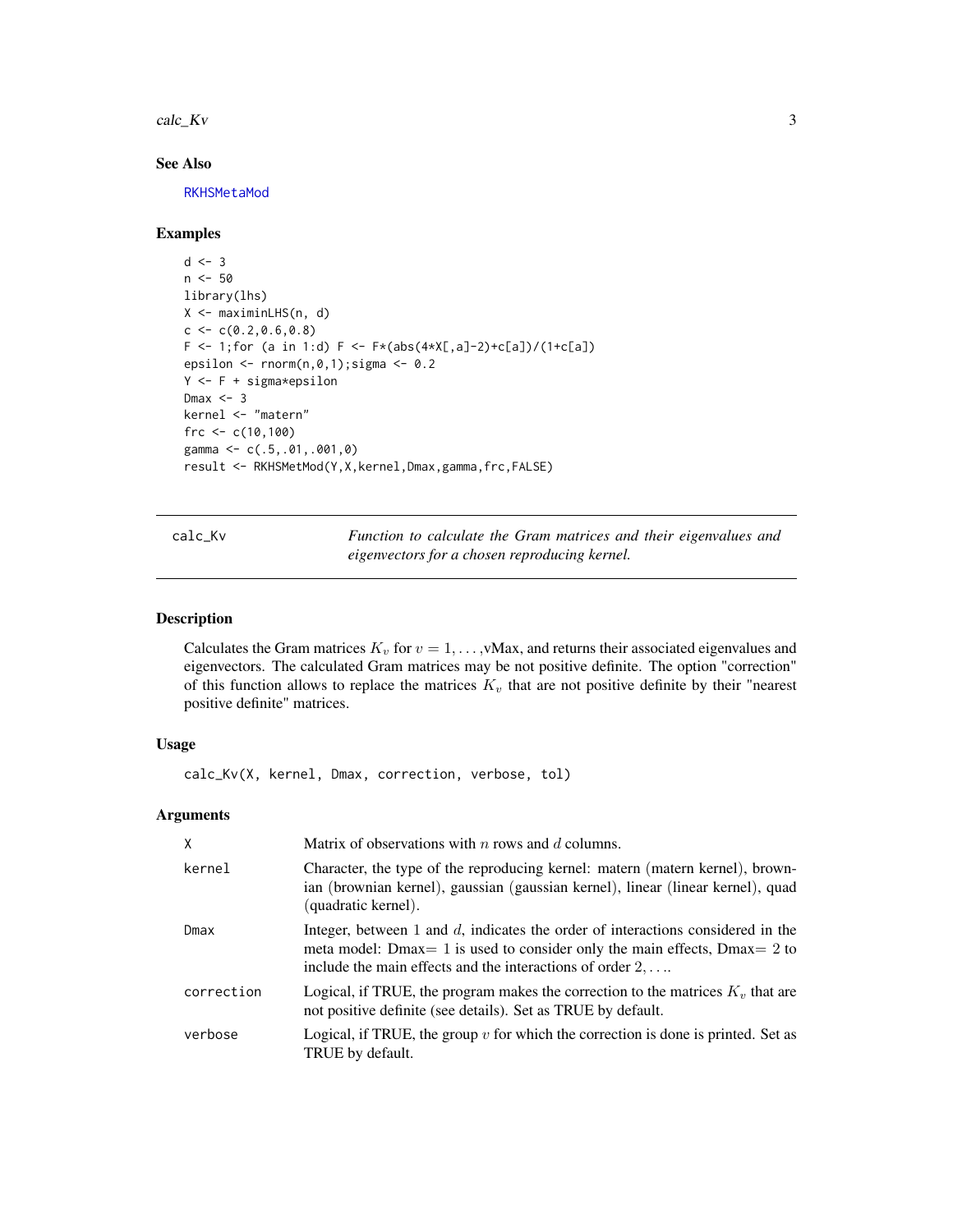## See Also

RKHSMetaMod

## Examples

```
d <- 3
n <- 50
library(lhs)
X <- maximinLHS(n, d)
c <- c(0.2,0.6,0.8)
F <- 1;for (a in 1:d) F <- F*(abs(4*X[,a]-2)+c[a])/(1+c[a])
epsilon <- rnorm(n,0,1);sigma <- 0.2
Y <- F + sigma*epsilon
Dmax <- 3
kernel <- "matern"
frc <- c(10,100)
gamma <- c(.5,.01,.001,0)
result <- RKHSMetMod(Y,X,kernel,Dmax,gamma,frc,FALSE)
```

---

# calc_Kv

*Function to calculate the Gram matrices and their eigenvalues and eigenvectors for a chosen reproducing kernel.*

## Description

Calculates the Gram matrices $K_v$ for $v = 1, \ldots,$vMax, and returns their associated eigenvalues and eigenvectors. The calculated Gram matrices may be not positive definite. The option "correction" of this function allows to replace the matrices $K_v$ that are not positive definite by their "nearest positive definite" matrices.

## Usage

```
calc_Kv(X, kernel, Dmax, correction, verbose, tol)
```

## Arguments

| | |
|---|---|
| X | Matrix of observations with $n$ rows and $d$ columns. |
| kernel | Character, the type of the reproducing kernel: matern (matern kernel), brownian (brownian kernel), gaussian (gaussian kernel), linear (linear kernel), quad (quadratic kernel). |
| Dmax | Integer, between 1 and $d$, indicates the order of interactions considered in the meta model: Dmax= 1 is used to consider only the main effects, Dmax= 2 to include the main effects and the interactions of order $2, \ldots$. |
| correction | Logical, if TRUE, the program makes the correction to the matrices $K_v$ that are not positive definite (see details). Set as TRUE by default. |
| verbose | Logical, if TRUE, the group $v$ for which the correction is done is printed. Set as TRUE by default. |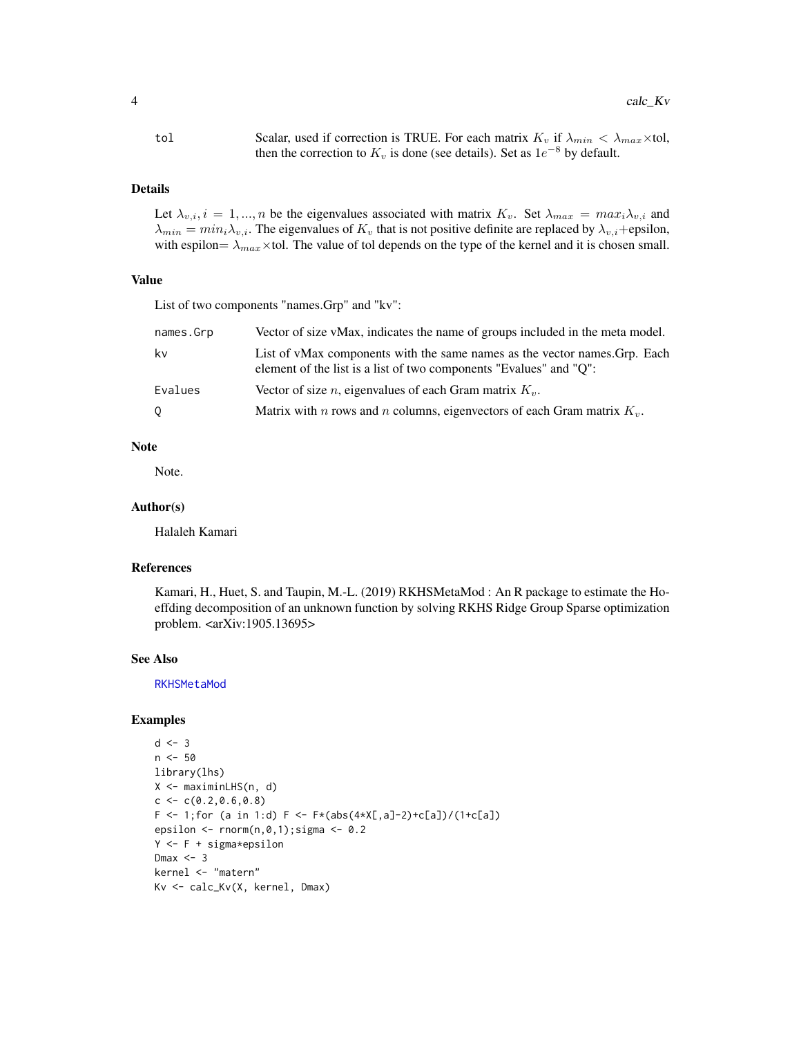| | |
|---|---|
| tol | Scalar, used if correction is TRUE. For each matrix $K_v$ if $\lambda_{min} < \lambda_{max} \times$tol, then the correction to $K_v$ is done (see details). Set as $1e^{-8}$ by default. |

## Details

Let $\lambda_{v,i}, i = 1, ..., n$ be the eigenvalues associated with matrix $K_v$. Set $\lambda_{max} = max_i \lambda_{v,i}$ and $\lambda_{min} = min_i \lambda_{v,i}$. The eigenvalues of $K_v$ that is not positive definite are replaced by $\lambda_{v,i}$+epsilon, with espilon= $\lambda_{max} \times$tol. The value of tol depends on the type of the kernel and it is chosen small.

## Value

List of two components "names.Grp" and "kv":

| | |
|---|---|
| names.Grp | Vector of size vMax, indicates the name of groups included in the meta model. |
| kv | List of vMax components with the same names as the vector names.Grp. Each element of the list is a list of two components "Evalues" and "Q": |
| Evalues | Vector of size $n$, eigenvalues of each Gram matrix $K_v$. |
| Q | Matrix with $n$ rows and $n$ columns, eigenvectors of each Gram matrix $K_v$. |

## Note

Note.

## Author(s)

Halaleh Kamari

## References

Kamari, H., Huet, S. and Taupin, M.-L. (2019) RKHSMetaMod : An R package to estimate the Hoeffding decomposition of an unknown function by solving RKHS Ridge Group Sparse optimization problem. <arXiv:1905.13695>

## See Also

RKHSMetaMod

## Examples

```
d <- 3
n <- 50
library(lhs)
X <- maximinLHS(n, d)
c <- c(0.2,0.6,0.8)
F <- 1;for (a in 1:d) F <- F*(abs(4*X[,a]-2)+c[a])/(1+c[a])
epsilon <- rnorm(n,0,1);sigma <- 0.2
Y <- F + sigma*epsilon
Dmax <- 3
kernel <- "matern"
Kv <- calc_Kv(X, kernel, Dmax)
```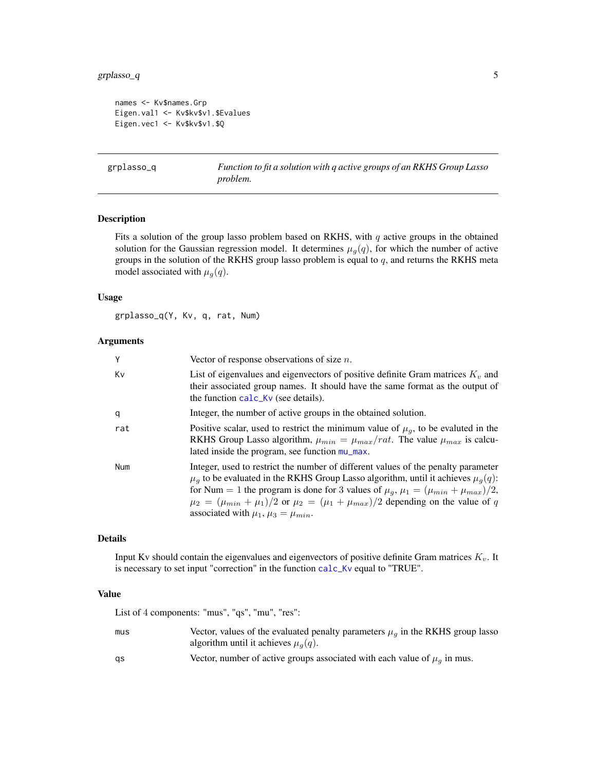```
names <- Kv$names.Grp
Eigen.val1 <- Kv$kv$v1.$Evalues
Eigen.vec1 <- Kv$kv$v1.$Q
```

## grplasso_q — *Function to fit a solution with q active groups of an RKHS Group Lasso problem.*

### Description

Fits a solution of the group lasso problem based on RKHS, with $q$ active groups in the obtained solution for the Gaussian regression model. It determines $\mu_g(q)$, for which the number of active groups in the solution of the RKHS group lasso problem is equal to $q$, and returns the RKHS meta model associated with $\mu_g(q)$.

### Usage

```
grplasso_q(Y, Kv, q, rat, Num)
```

### Arguments

| Argument | Description |
|---|---|
| Y | Vector of response observations of size $n$. |
| Kv | List of eigenvalues and eigenvectors of positive definite Gram matrices $K_v$ and their associated group names. It should have the same format as the output of the function calc_Kv (see details). |
| q | Integer, the number of active groups in the obtained solution. |
| rat | Positive scalar, used to restrict the minimum value of $\mu_g$, to be evaluted in the RKHS Group Lasso algorithm, $\mu_{min} = \mu_{max}/rat$. The value $\mu_{max}$ is calculated inside the program, see function mu_max. |
| Num | Integer, used to restrict the number of different values of the penalty parameter $\mu_g$ to be evaluated in the RKHS Group Lasso algorithm, until it achieves $\mu_g(q)$: for Num $= 1$ the program is done for 3 values of $\mu_g$, $\mu_1 = (\mu_{min} + \mu_{max})/2$, $\mu_2 = (\mu_{min} + \mu_1)/2$ or $\mu_2 = (\mu_1 + \mu_{max})/2$ depending on the value of $q$ associated with $\mu_1$, $\mu_3 = \mu_{min}$. |

### Details

Input Kv should contain the eigenvalues and eigenvectors of positive definite Gram matrices $K_v$. It is necessary to set input "correction" in the function calc_Kv equal to "TRUE".

### Value

List of 4 components: "mus", "qs", "mu", "res":

| Component | Description |
|---|---|
| mus | Vector, values of the evaluated penalty parameters $\mu_g$ in the RKHS group lasso algorithm until it achieves $\mu_g(q)$. |
| qs | Vector, number of active groups associated with each value of $\mu_g$ in mus. |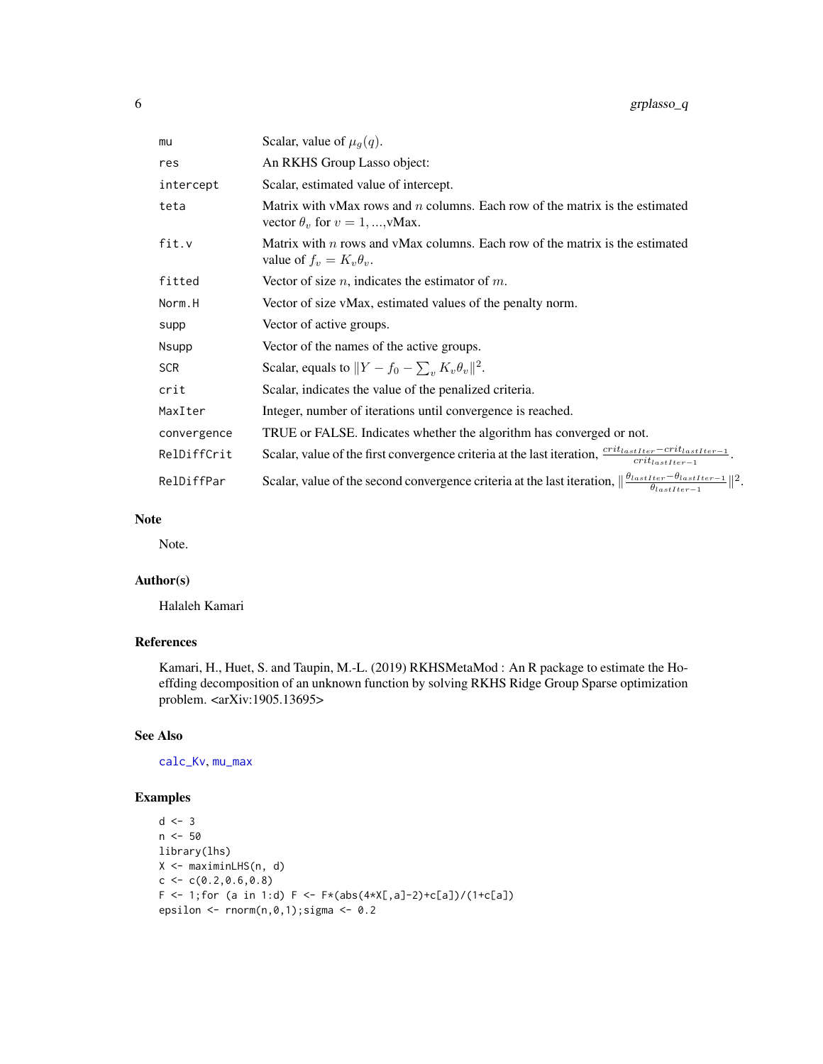| | |
|---|---|
| mu | Scalar, value of $\mu_g(q)$. |
| res | An RKHS Group Lasso object: |
| intercept | Scalar, estimated value of intercept. |
| teta | Matrix with vMax rows and $n$ columns. Each row of the matrix is the estimated vector $\theta_v$ for $v = 1, ...,$vMax. |
| fit.v | Matrix with $n$ rows and vMax columns. Each row of the matrix is the estimated value of $f_v = K_v\theta_v$. |
| fitted | Vector of size $n$, indicates the estimator of $m$. |
| Norm.H | Vector of size vMax, estimated values of the penalty norm. |
| supp | Vector of active groups. |
| Nsupp | Vector of the names of the active groups. |
| SCR | Scalar, equals to $\Vert Y - f_0 - \sum_v K_v\theta_v \Vert^2$. |
| crit | Scalar, indicates the value of the penalized criteria. |
| MaxIter | Integer, number of iterations until convergence is reached. |
| convergence | TRUE or FALSE. Indicates whether the algorithm has converged or not. |
| RelDiffCrit | Scalar, value of the first convergence criteria at the last iteration, $\frac{crit_{lastIter} - crit_{lastIter-1}}{crit_{lastIter-1}}$. |
| RelDiffPar | Scalar, value of the second convergence criteria at the last iteration, $\Vert \frac{\theta_{lastIter} - \theta_{lastIter-1}}{\theta_{lastIter-1}} \Vert^2$. |

## Note

Note.

## Author(s)

Halaleh Kamari

## References

Kamari, H., Huet, S. and Taupin, M.-L. (2019) RKHSMetaMod : An R package to estimate the Hoeffding decomposition of an unknown function by solving RKHS Ridge Group Sparse optimization problem. <arXiv:1905.13695>

## See Also

calc_Kv, mu_max

## Examples

```
d <- 3
n <- 50
library(lhs)
X <- maximinLHS(n, d)
c <- c(0.2,0.6,0.8)
F <- 1;for (a in 1:d) F <- F*(abs(4*X[,a]-2)+c[a])/(1+c[a])
epsilon <- rnorm(n,0,1);sigma <- 0.2
```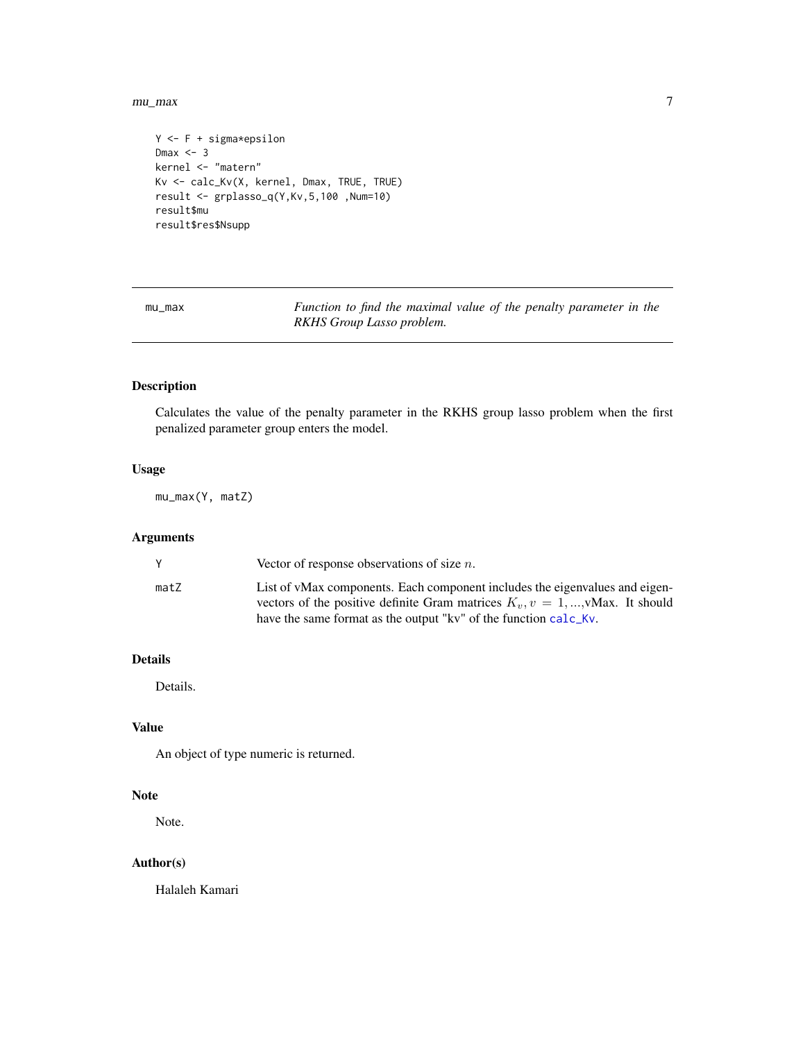```
Y <- F + sigma*epsilon
Dmax <- 3
kernel <- "matern"
Kv <- calc_Kv(X, kernel, Dmax, TRUE, TRUE)
result <- grplasso_q(Y,Kv,5,100 ,Num=10)
result$mu
result$res$Nsupp
```

---

## mu_max — *Function to find the maximal value of the penalty parameter in the RKHS Group Lasso problem.*

---

### Description

Calculates the value of the penalty parameter in the RKHS group lasso problem when the first penalized parameter group enters the model.

### Usage

```
mu_max(Y, matZ)
```

### Arguments

| | |
|---|---|
| Y | Vector of response observations of size $n$. |
| matZ | List of vMax components. Each component includes the eigenvalues and eigenvectors of the positive definite Gram matrices $K_v, v = 1, ...,$vMax. It should have the same format as the output "kv" of the function calc_Kv. |

### Details

Details.

### Value

An object of type numeric is returned.

### Note

Note.

### Author(s)

Halaleh Kamari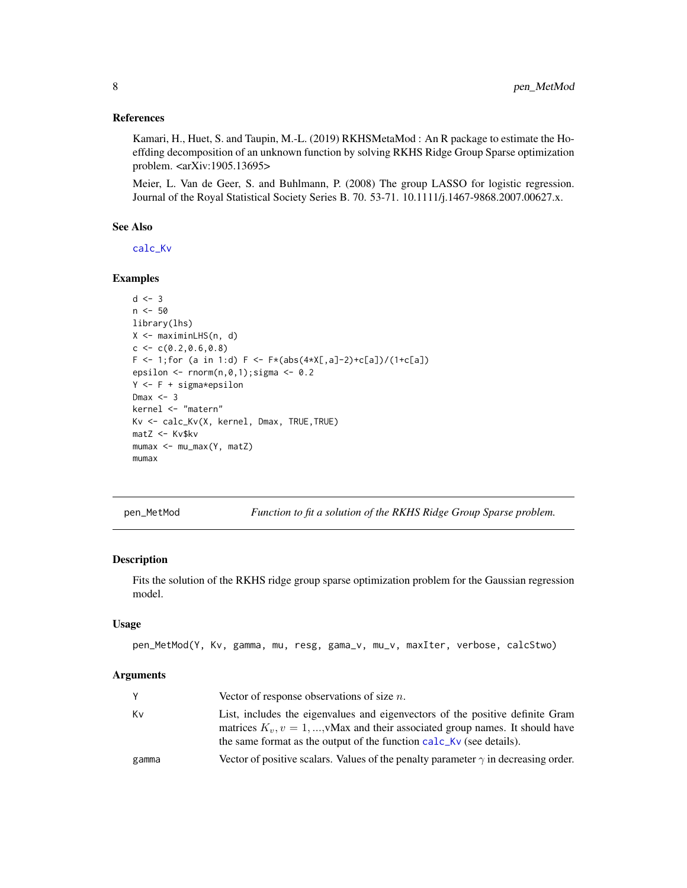### References

Kamari, H., Huet, S. and Taupin, M.-L. (2019) RKHSMetaMod : An R package to estimate the Hoeffding decomposition of an unknown function by solving RKHS Ridge Group Sparse optimization problem. <arXiv:1905.13695>

Meier, L. Van de Geer, S. and Buhlmann, P. (2008) The group LASSO for logistic regression. Journal of the Royal Statistical Society Series B. 70. 53-71. 10.1111/j.1467-9868.2007.00627.x.

### See Also

calc_Kv

### Examples

```
d <- 3
n <- 50
library(lhs)
X <- maximinLHS(n, d)
c <- c(0.2,0.6,0.8)
F <- 1;for (a in 1:d) F <- F*(abs(4*X[,a]-2)+c[a])/(1+c[a])
epsilon <- rnorm(n,0,1);sigma <- 0.2
Y <- F + sigma*epsilon
Dmax <- 3
kernel <- "matern"
Kv <- calc_Kv(X, kernel, Dmax, TRUE,TRUE)
matZ <- Kv$kv
mumax <- mu_max(Y, matZ)
mumax
```

---

## pen_MetMod — *Function to fit a solution of the RKHS Ridge Group Sparse problem.*

### Description

Fits the solution of the RKHS ridge group sparse optimization problem for the Gaussian regression model.

### Usage

```
pen_MetMod(Y, Kv, gamma, mu, resg, gama_v, mu_v, maxIter, verbose, calcStwo)
```

### Arguments

| | |
|---|---|
| Y | Vector of response observations of size $n$. |
| Kv | List, includes the eigenvalues and eigenvectors of the positive definite Gram matrices $K_v, v = 1, ...,$vMax and their associated group names. It should have the same format as the output of the function calc_Kv (see details). |
| gamma | Vector of positive scalars. Values of the penalty parameter $\gamma$ in decreasing order. |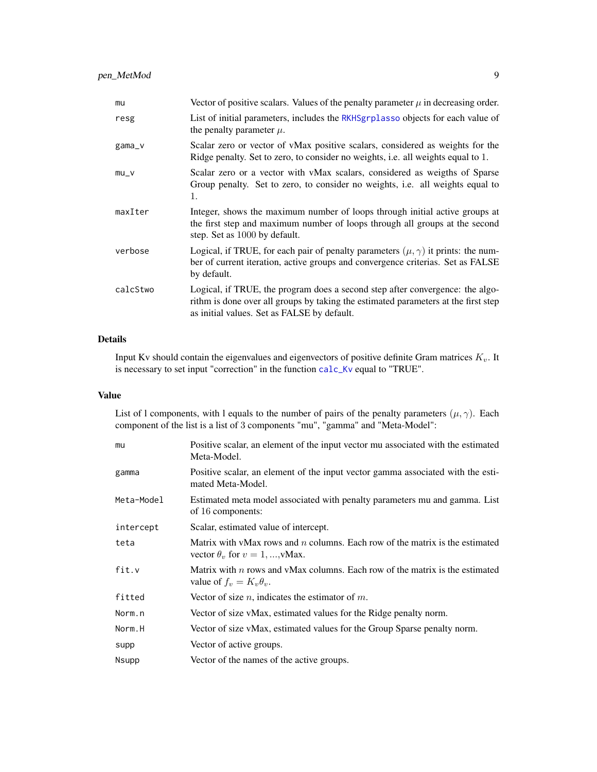| | |
|---|---|
| mu | Vector of positive scalars. Values of the penalty parameter $\mu$ in decreasing order. |
| resg | List of initial parameters, includes the RKHSgrplasso objects for each value of the penalty parameter $\mu$. |
| gama_v | Scalar zero or vector of vMax positive scalars, considered as weights for the Ridge penalty. Set to zero, to consider no weights, i.e. all weights equal to 1. |
| mu_v | Scalar zero or a vector with vMax scalars, considered as weigths of Sparse Group penalty. Set to zero, to consider no weights, i.e. all weights equal to 1. |
| maxIter | Integer, shows the maximum number of loops through initial active groups at the first step and maximum number of loops through all groups at the second step. Set as 1000 by default. |
| verbose | Logical, if TRUE, for each pair of penalty parameters $(\mu, \gamma)$ it prints: the number of current iteration, active groups and convergence criterias. Set as FALSE by default. |
| calcStwo | Logical, if TRUE, the program does a second step after convergence: the algorithm is done over all groups by taking the estimated parameters at the first step as initial values. Set as FALSE by default. |

## Details

Input Kv should contain the eigenvalues and eigenvectors of positive definite Gram matrices $K_v$. It is necessary to set input "correction" in the function calc_Kv equal to "TRUE".

## Value

List of l components, with l equals to the number of pairs of the penalty parameters $(\mu, \gamma)$. Each component of the list is a list of 3 components "mu", "gamma" and "Meta-Model":

| | |
|---|---|
| mu | Positive scalar, an element of the input vector mu associated with the estimated Meta-Model. |
| gamma | Positive scalar, an element of the input vector gamma associated with the estimated Meta-Model. |
| Meta-Model | Estimated meta model associated with penalty parameters mu and gamma. List of 16 components: |
| intercept | Scalar, estimated value of intercept. |
| teta | Matrix with vMax rows and $n$ columns. Each row of the matrix is the estimated vector $\theta_v$ for $v = 1, \ldots$,vMax. |
| fit.v | Matrix with $n$ rows and vMax columns. Each row of the matrix is the estimated value of $f_v = K_v\theta_v$. |
| fitted | Vector of size $n$, indicates the estimator of $m$. |
| Norm.n | Vector of size vMax, estimated values for the Ridge penalty norm. |
| Norm.H | Vector of size vMax, estimated values for the Group Sparse penalty norm. |
| supp | Vector of active groups. |
| Nsupp | Vector of the names of the active groups. |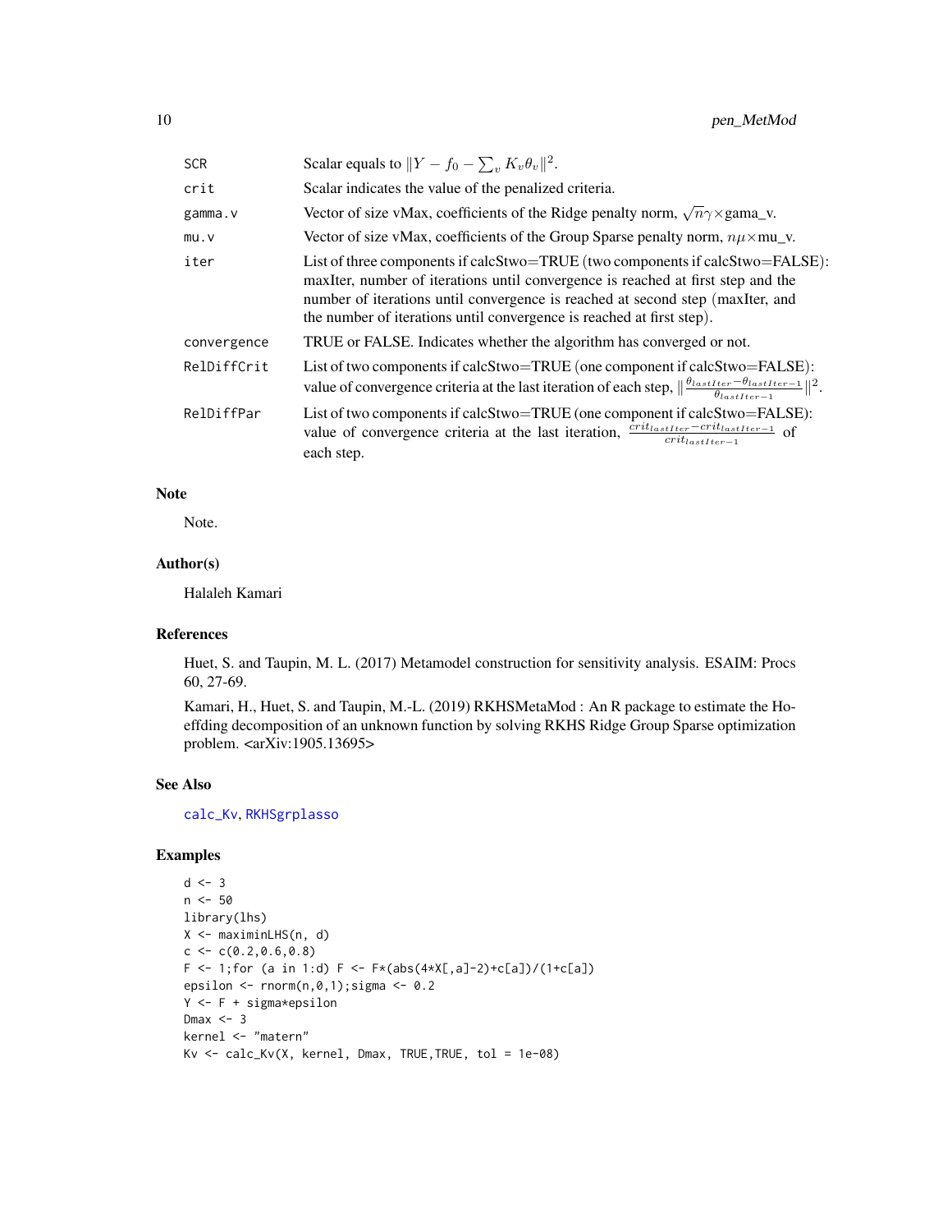| | |
|---|---|
| SCR | Scalar equals to $\|Y - f_0 - \sum_v K_v \theta_v\|^2$. |
| crit | Scalar indicates the value of the penalized criteria. |
| gamma.v | Vector of size vMax, coefficients of the Ridge penalty norm, $\sqrt{n}\gamma \times$gama_v. |
| mu.v | Vector of size vMax, coefficients of the Group Sparse penalty norm, $n\mu \times$mu_v. |
| iter | List of three components if calcStwo=TRUE (two components if calcStwo=FALSE): maxIter, number of iterations until convergence is reached at first step and the number of iterations until convergence is reached at second step (maxIter, and the number of iterations until convergence is reached at first step). |
| convergence | TRUE or FALSE. Indicates whether the algorithm has converged or not. |
| RelDiffCrit | List of two components if calcStwo=TRUE (one component if calcStwo=FALSE): value of convergence criteria at the last iteration of each step, $\|\frac{\theta_{lastIter} - \theta_{lastIter-1}}{\theta_{lastIter-1}}\|^2$. |
| RelDiffPar | List of two components if calcStwo=TRUE (one component if calcStwo=FALSE): value of convergence criteria at the last iteration, $\frac{crit_{lastIter} - crit_{lastIter-1}}{crit_{lastIter-1}}$ of each step. |

### Note

Note.

### Author(s)

Halaleh Kamari

### References

Huet, S. and Taupin, M. L. (2017) Metamodel construction for sensitivity analysis. ESAIM: Procs 60, 27-69.

Kamari, H., Huet, S. and Taupin, M.-L. (2019) RKHSMetaMod : An R package to estimate the Hoeffding decomposition of an unknown function by solving RKHS Ridge Group Sparse optimization problem. <arXiv:1905.13695>

### See Also

calc_Kv, RKHSgrplasso

### Examples

```
d <- 3
n <- 50
library(lhs)
X <- maximinLHS(n, d)
c <- c(0.2,0.6,0.8)
F <- 1;for (a in 1:d) F <- F*(abs(4*X[,a]-2)+c[a])/(1+c[a])
epsilon <- rnorm(n,0,1);sigma <- 0.2
Y <- F + sigma*epsilon
Dmax <- 3
kernel <- "matern"
Kv <- calc_Kv(X, kernel, Dmax, TRUE,TRUE, tol = 1e-08)
```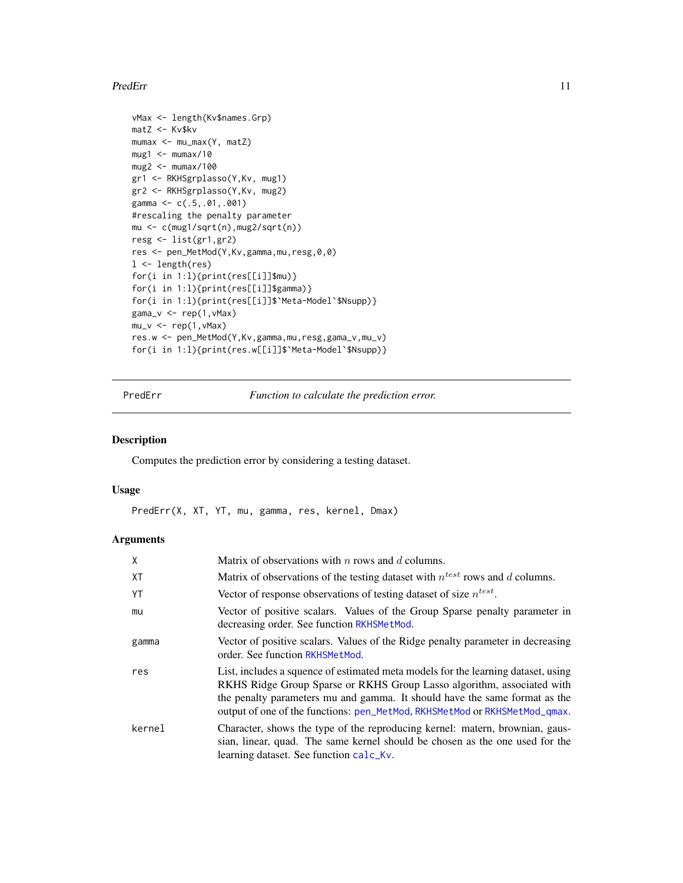```
vMax <- length(Kv$names.Grp)
matZ <- Kv$kv
mumax <- mu_max(Y, matZ)
mug1 <- mumax/10
mug2 <- mumax/100
gr1 <- RKHSgrplasso(Y,Kv, mug1)
gr2 <- RKHSgrplasso(Y,Kv, mug2)
gamma <- c(.5,.01,.001)
#rescaling the penalty parameter
mu <- c(mug1/sqrt(n),mug2/sqrt(n))
resg <- list(gr1,gr2)
res <- pen_MetMod(Y,Kv,gamma,mu,resg,0,0)
l <- length(res)
for(i in 1:l){print(res[[i]]$mu)}
for(i in 1:l){print(res[[i]]$gamma)}
for(i in 1:l){print(res[[i]]$`Meta-Model`$Nsupp)}
gama_v <- rep(1,vMax)
mu_v <- rep(1,vMax)
res.w <- pen_MetMod(Y,Kv,gamma,mu,resg,gama_v,mu_v)
for(i in 1:l){print(res.w[[i]]$`Meta-Model`$Nsupp)}
```

---

PredErr — *Function to calculate the prediction error.*

---

## Description

Computes the prediction error by considering a testing dataset.

## Usage

```
PredErr(X, XT, YT, mu, gamma, res, kernel, Dmax)
```

## Arguments

| | |
|---|---|
| X | Matrix of observations with $n$ rows and $d$ columns. |
| XT | Matrix of observations of the testing dataset with $n^{test}$ rows and $d$ columns. |
| YT | Vector of response observations of testing dataset of size $n^{test}$. |
| mu | Vector of positive scalars. Values of the Group Sparse penalty parameter in decreasing order. See function RKHSMetMod. |
| gamma | Vector of positive scalars. Values of the Ridge penalty parameter in decreasing order. See function RKHSMetMod. |
| res | List, includes a squence of estimated meta models for the learning dataset, using RKHS Ridge Group Sparse or RKHS Group Lasso algorithm, associated with the penalty parameters mu and gamma. It should have the same format as the output of one of the functions: pen_MetMod, RKHSMetMod or RKHSMetMod_qmax. |
| kernel | Character, shows the type of the reproducing kernel: matern, brownian, gaussian, linear, quad. The same kernel should be chosen as the one used for the learning dataset. See function calc_Kv. |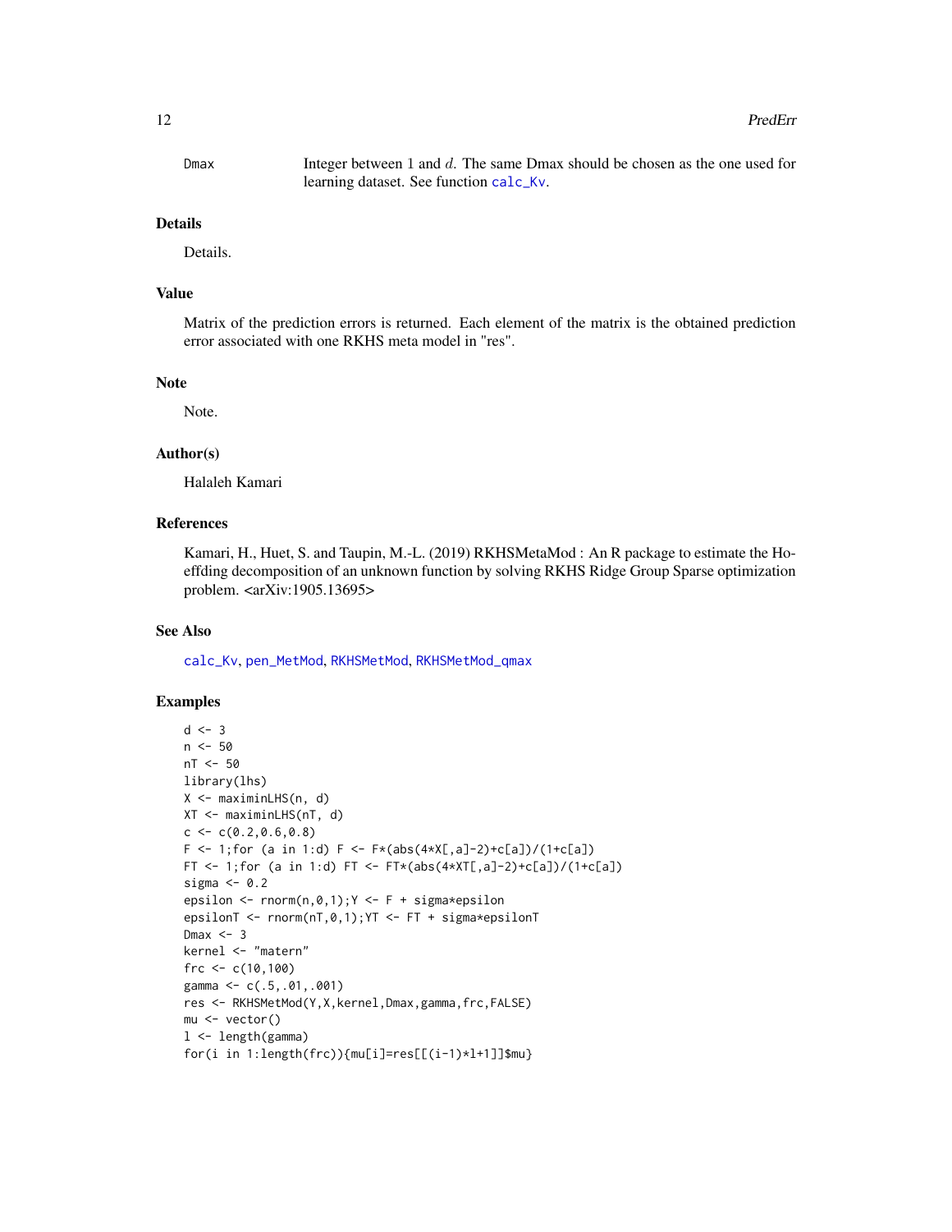| | |
|---|---|
| Dmax | Integer between 1 and $d$. The same Dmax should be chosen as the one used for learning dataset. See function calc_Kv. |

## Details

Details.

## Value

Matrix of the prediction errors is returned. Each element of the matrix is the obtained prediction error associated with one RKHS meta model in "res".

## Note

Note.

## Author(s)

Halaleh Kamari

## References

Kamari, H., Huet, S. and Taupin, M.-L. (2019) RKHSMetaMod : An R package to estimate the Hoeffding decomposition of an unknown function by solving RKHS Ridge Group Sparse optimization problem. <arXiv:1905.13695>

## See Also

calc_Kv, pen_MetMod, RKHSMetMod, RKHSMetMod_qmax

## Examples

```
d <- 3
n <- 50
nT <- 50
library(lhs)
X <- maximinLHS(n, d)
XT <- maximinLHS(nT, d)
c <- c(0.2,0.6,0.8)
F <- 1;for (a in 1:d) F <- F*(abs(4*X[,a]-2)+c[a])/(1+c[a])
FT <- 1;for (a in 1:d) FT <- FT*(abs(4*XT[,a]-2)+c[a])/(1+c[a])
sigma <- 0.2
epsilon <- rnorm(n,0,1);Y <- F + sigma*epsilon
epsilonT <- rnorm(nT,0,1);YT <- FT + sigma*epsilonT
Dmax <- 3
kernel <- "matern"
frc <- c(10,100)
gamma <- c(.5,.01,.001)
res <- RKHSMetMod(Y,X,kernel,Dmax,gamma,frc,FALSE)
mu <- vector()
l <- length(gamma)
for(i in 1:length(frc)){mu[i]=res[[(i-1)*l+1]]$mu}
```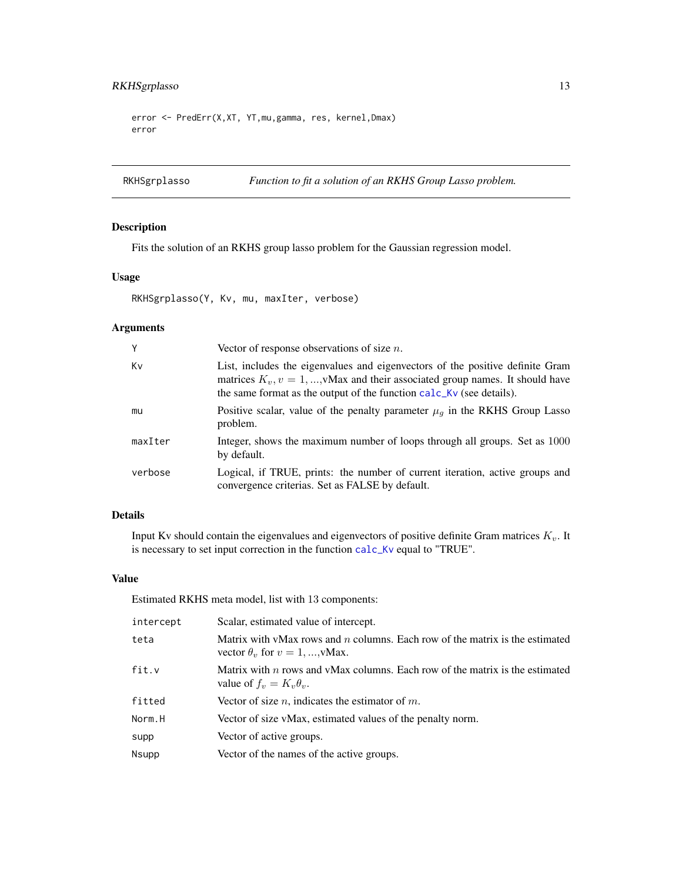```
error <- PredErr(X,XT, YT,mu,gamma, res, kernel,Dmax)
error
```

---

## RKHSgrplasso — *Function to fit a solution of an RKHS Group Lasso problem.*

### Description

Fits the solution of an RKHS group lasso problem for the Gaussian regression model.

### Usage

```
RKHSgrplasso(Y, Kv, mu, maxIter, verbose)
```

### Arguments

| | |
|---|---|
| Y | Vector of response observations of size $n$. |
| Kv | List, includes the eigenvalues and eigenvectors of the positive definite Gram matrices $K_v, v = 1, ...,$vMax and their associated group names. It should have the same format as the output of the function calc_Kv (see details). |
| mu | Positive scalar, value of the penalty parameter $\mu_g$ in the RKHS Group Lasso problem. |
| maxIter | Integer, shows the maximum number of loops through all groups. Set as $1000$ by default. |
| verbose | Logical, if TRUE, prints: the number of current iteration, active groups and convergence criterias. Set as FALSE by default. |

### Details

Input Kv should contain the eigenvalues and eigenvectors of positive definite Gram matrices $K_v$. It is necessary to set input correction in the function calc_Kv equal to "TRUE".

### Value

Estimated RKHS meta model, list with $13$ components:

| | |
|---|---|
| intercept | Scalar, estimated value of intercept. |
| teta | Matrix with vMax rows and $n$ columns. Each row of the matrix is the estimated vector $\theta_v$ for $v = 1, ...,$vMax. |
| fit.v | Matrix with $n$ rows and vMax columns. Each row of the matrix is the estimated value of $f_v = K_v\theta_v$. |
| fitted | Vector of size $n$, indicates the estimator of $m$. |
| Norm.H | Vector of size vMax, estimated values of the penalty norm. |
| supp | Vector of active groups. |
| Nsupp | Vector of the names of the active groups. |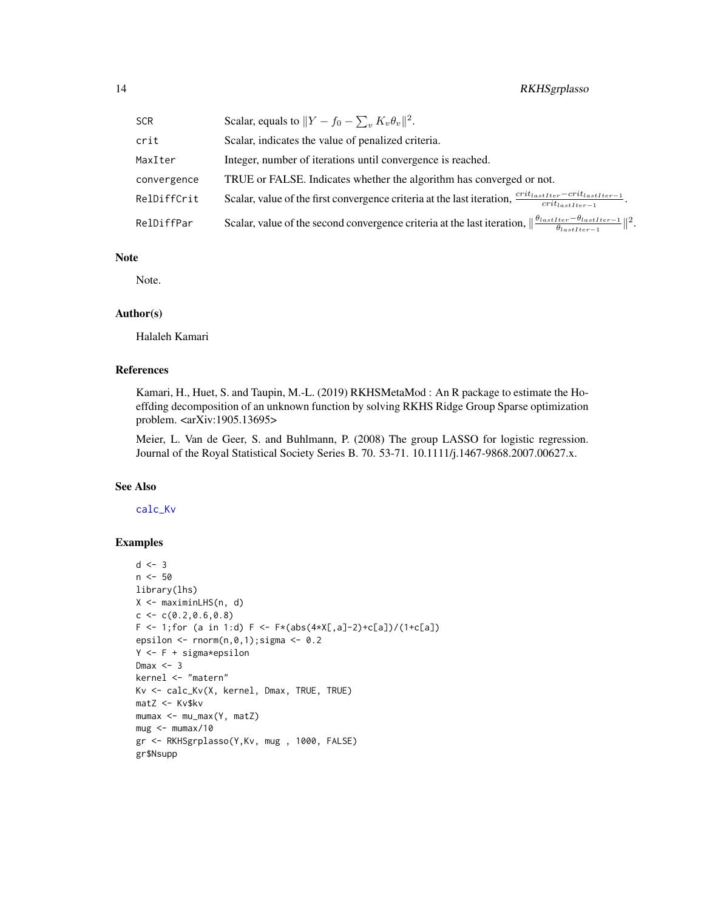| | |
|---|---|
| SCR | Scalar, equals to $\|Y - f_0 - \sum_v K_v \theta_v\|^2$. |
| crit | Scalar, indicates the value of penalized criteria. |
| MaxIter | Integer, number of iterations until convergence is reached. |
| convergence | TRUE or FALSE. Indicates whether the algorithm has converged or not. |
| RelDiffCrit | Scalar, value of the first convergence criteria at the last iteration, $\frac{crit_{lastIter} - crit_{lastIter-1}}{crit_{lastIter-1}}$. |
| RelDiffPar | Scalar, value of the second convergence criteria at the last iteration, $\|\frac{\theta_{lastIter} - \theta_{lastIter-1}}{\theta_{lastIter-1}}\|^2$. |

## Note

Note.

## Author(s)

Halaleh Kamari

## References

Kamari, H., Huet, S. and Taupin, M.-L. (2019) RKHSMetaMod : An R package to estimate the Hoeffding decomposition of an unknown function by solving RKHS Ridge Group Sparse optimization problem. <arXiv:1905.13695>

Meier, L. Van de Geer, S. and Buhlmann, P. (2008) The group LASSO for logistic regression. Journal of the Royal Statistical Society Series B. 70. 53-71. 10.1111/j.1467-9868.2007.00627.x.

## See Also

calc_Kv

## Examples

```
d <- 3
n <- 50
library(lhs)
X <- maximinLHS(n, d)
c <- c(0.2,0.6,0.8)
F <- 1;for (a in 1:d) F <- F*(abs(4*X[,a]-2)+c[a])/(1+c[a])
epsilon <- rnorm(n,0,1);sigma <- 0.2
Y <- F + sigma*epsilon
Dmax <- 3
kernel <- "matern"
Kv <- calc_Kv(X, kernel, Dmax, TRUE, TRUE)
matZ <- Kv$kv
mumax <- mu_max(Y, matZ)
mug <- mumax/10
gr <- RKHSgrplasso(Y,Kv, mug , 1000, FALSE)
gr$Nsupp
```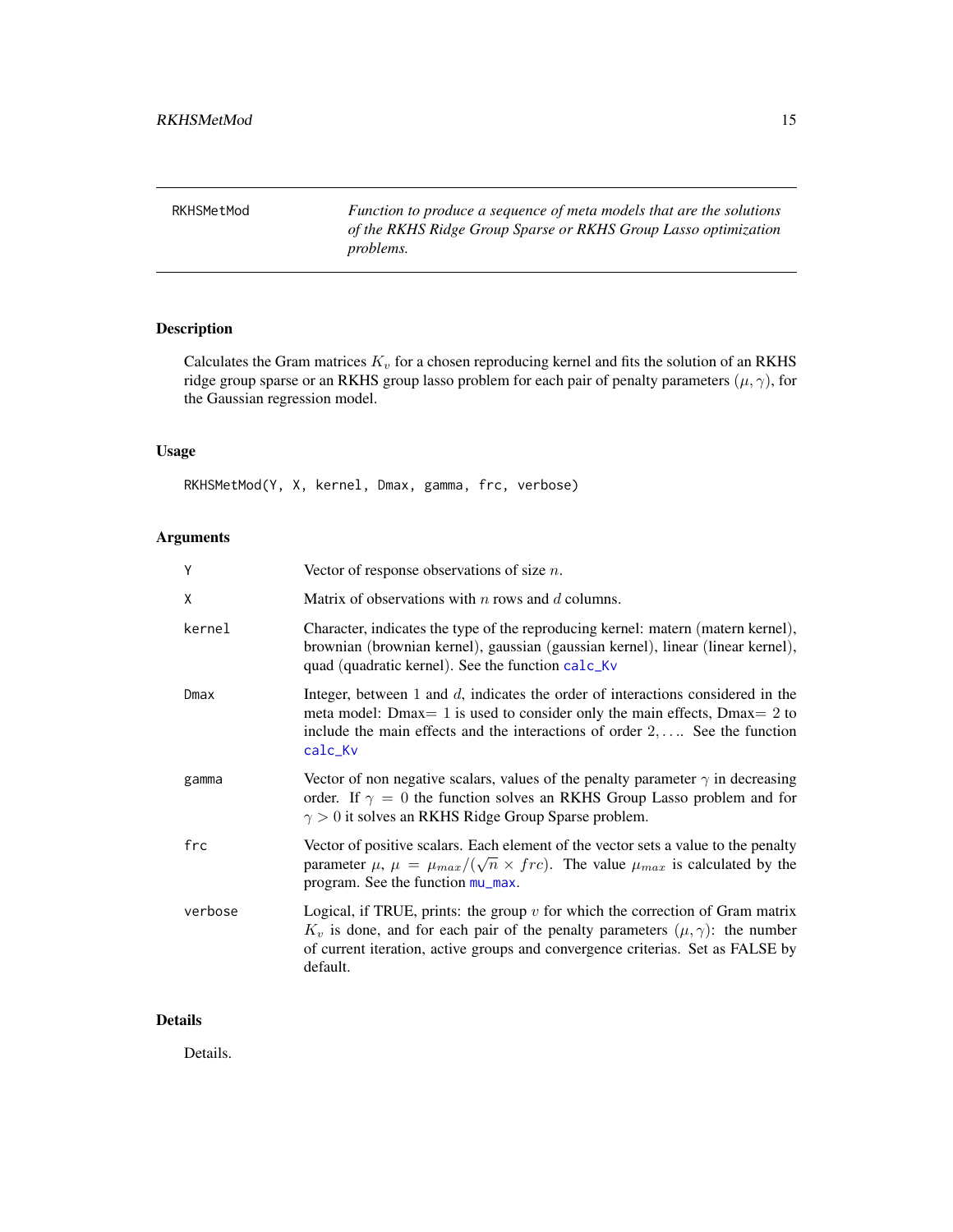# RKHSMetMod

*Function to produce a sequence of meta models that are the solutions of the RKHS Ridge Group Sparse or RKHS Group Lasso optimization problems.*

## Description

Calculates the Gram matrices $K_v$ for a chosen reproducing kernel and fits the solution of an RKHS ridge group sparse or an RKHS group lasso problem for each pair of penalty parameters $(\mu, \gamma)$, for the Gaussian regression model.

## Usage

```
RKHSMetMod(Y, X, kernel, Dmax, gamma, frc, verbose)
```

## Arguments

| Argument | Description |
|---|---|
| Y | Vector of response observations of size $n$. |
| X | Matrix of observations with $n$ rows and $d$ columns. |
| kernel | Character, indicates the type of the reproducing kernel: matern (matern kernel), brownian (brownian kernel), gaussian (gaussian kernel), linear (linear kernel), quad (quadratic kernel). See the function calc_Kv |
| Dmax | Integer, between 1 and $d$, indicates the order of interactions considered in the meta model: Dmax$=1$ is used to consider only the main effects, Dmax$=2$ to include the main effects and the interactions of order $2,\ldots$. See the function calc_Kv |
| gamma | Vector of non negative scalars, values of the penalty parameter $\gamma$ in decreasing order. If $\gamma = 0$ the function solves an RKHS Group Lasso problem and for $\gamma > 0$ it solves an RKHS Ridge Group Sparse problem. |
| frc | Vector of positive scalars. Each element of the vector sets a value to the penalty parameter $\mu$, $\mu = \mu_{max}/(\sqrt{n} \times frc)$. The value $\mu_{max}$ is calculated by the program. See the function mu_max. |
| verbose | Logical, if TRUE, prints: the group $v$ for which the correction of Gram matrix $K_v$ is done, and for each pair of the penalty parameters $(\mu, \gamma)$: the number of current iteration, active groups and convergence criterias. Set as FALSE by default. |

## Details

Details.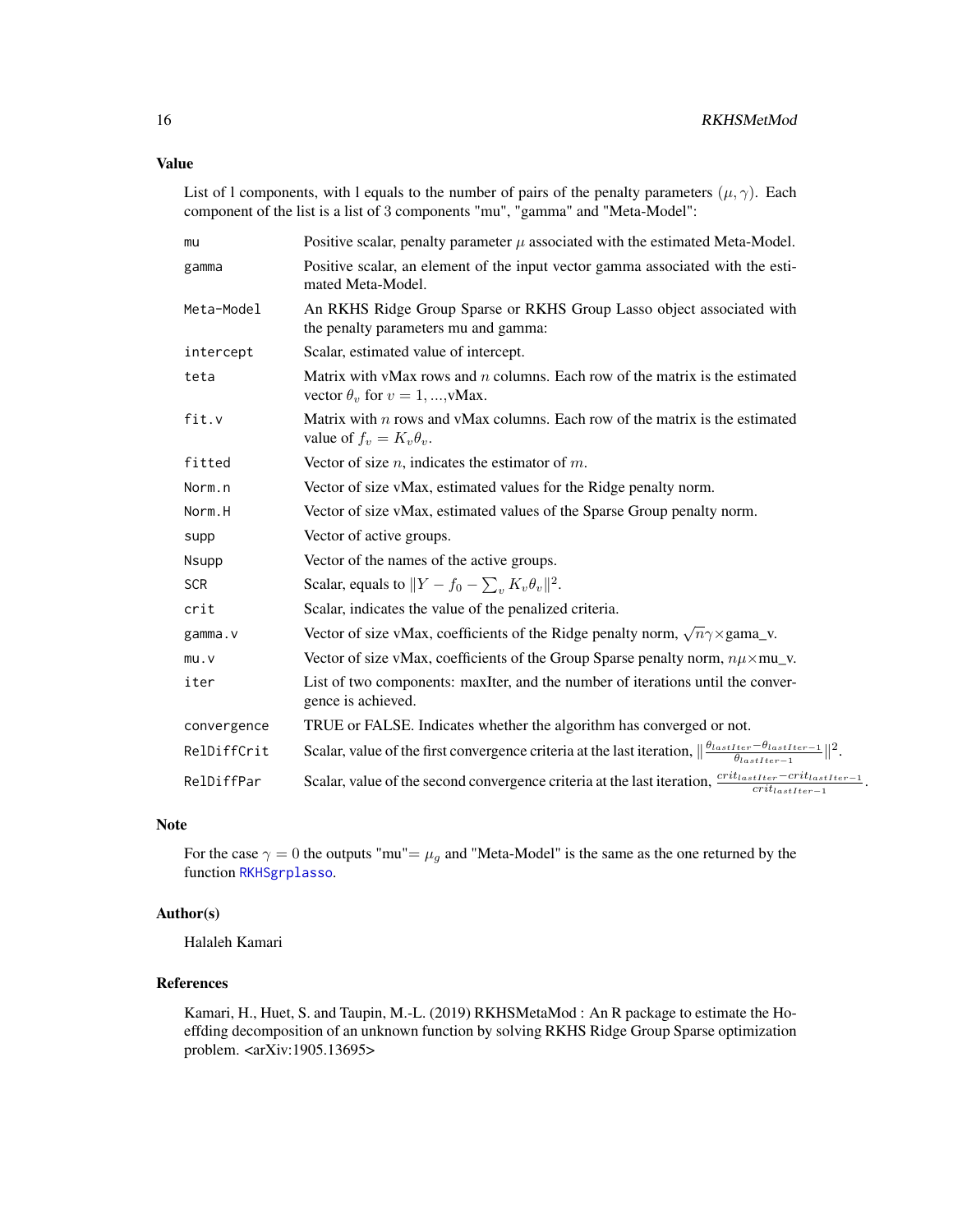### Value

List of l components, with l equals to the number of pairs of the penalty parameters $(\mu, \gamma)$. Each component of the list is a list of 3 components "mu", "gamma" and "Meta-Model":

| | |
|---|---|
| mu | Positive scalar, penalty parameter $\mu$ associated with the estimated Meta-Model. |
| gamma | Positive scalar, an element of the input vector gamma associated with the estimated Meta-Model. |
| Meta-Model | An RKHS Ridge Group Sparse or RKHS Group Lasso object associated with the penalty parameters mu and gamma: |
| intercept | Scalar, estimated value of intercept. |
| teta | Matrix with vMax rows and $n$ columns. Each row of the matrix is the estimated vector $\theta_v$ for $v = 1, ...,$vMax. |
| fit.v | Matrix with $n$ rows and vMax columns. Each row of the matrix is the estimated value of $f_v = K_v \theta_v$. |
| fitted | Vector of size $n$, indicates the estimator of $m$. |
| Norm.n | Vector of size vMax, estimated values for the Ridge penalty norm. |
| Norm.H | Vector of size vMax, estimated values of the Sparse Group penalty norm. |
| supp | Vector of active groups. |
| Nsupp | Vector of the names of the active groups. |
| SCR | Scalar, equals to $\|Y - f_0 - \sum_v K_v \theta_v\|^2$. |
| crit | Scalar, indicates the value of the penalized criteria. |
| gamma.v | Vector of size vMax, coefficients of the Ridge penalty norm, $\sqrt{n}\gamma\times$gama_v. |
| mu.v | Vector of size vMax, coefficients of the Group Sparse penalty norm, $n\mu\times$mu_v. |
| iter | List of two components: maxIter, and the number of iterations until the convergence is achieved. |
| convergence | TRUE or FALSE. Indicates whether the algorithm has converged or not. |
| RelDiffCrit | Scalar, value of the first convergence criteria at the last iteration, $\|\frac{\theta_{lastIter} - \theta_{lastIter-1}}{\theta_{lastIter-1}}\|^2$. |
| RelDiffPar | Scalar, value of the second convergence criteria at the last iteration, $\frac{crit_{lastIter} - crit_{lastIter-1}}{crit_{lastIter-1}}$. |

### Note

For the case $\gamma = 0$ the outputs "mu"$= \mu_g$ and "Meta-Model" is the same as the one returned by the function RKHSgrplasso.

### Author(s)

Halaleh Kamari

### References

Kamari, H., Huet, S. and Taupin, M.-L. (2019) RKHSMetaMod : An R package to estimate the Hoeffding decomposition of an unknown function by solving RKHS Ridge Group Sparse optimization problem. <arXiv:1905.13695>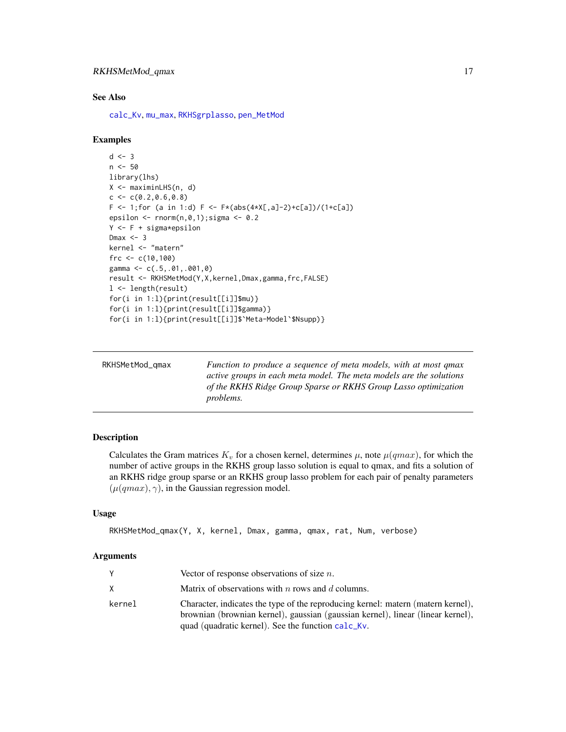### See Also

calc_Kv, mu_max, RKHSgrplasso, pen_MetMod

### Examples

```
d <- 3
n <- 50
library(lhs)
X <- maximinLHS(n, d)
c <- c(0.2,0.6,0.8)
F <- 1;for (a in 1:d) F <- F*(abs(4*X[,a]-2)+c[a])/(1+c[a])
epsilon <- rnorm(n,0,1);sigma <- 0.2
Y <- F + sigma*epsilon
Dmax <- 3
kernel <- "matern"
frc <- c(10,100)
gamma <- c(.5,.01,.001,0)
result <- RKHSMetMod(Y,X,kernel,Dmax,gamma,frc,FALSE)
l <- length(result)
for(i in 1:l){print(result[[i]]$mu)}
for(i in 1:l){print(result[[i]]$gamma)}
for(i in 1:l){print(result[[i]]$`Meta-Model`$Nsupp)}
```

---

## RKHSMetMod_qmax

*Function to produce a sequence of meta models, with at most qmax active groups in each meta model. The meta models are the solutions of the RKHS Ridge Group Sparse or RKHS Group Lasso optimization problems.*

---

### Description

Calculates the Gram matrices $K_v$ for a chosen kernel, determines $\mu$, note $\mu(qmax)$, for which the number of active groups in the RKHS group lasso solution is equal to qmax, and fits a solution of an RKHS ridge group sparse or an RKHS group lasso problem for each pair of penalty parameters $(\mu(qmax), \gamma)$, in the Gaussian regression model.

### Usage

```
RKHSMetMod_qmax(Y, X, kernel, Dmax, gamma, qmax, rat, Num, verbose)
```

### Arguments

| | |
|---|---|
| Y | Vector of response observations of size $n$. |
| X | Matrix of observations with $n$ rows and $d$ columns. |
| kernel | Character, indicates the type of the reproducing kernel: matern (matern kernel), brownian (brownian kernel), gaussian (gaussian kernel), linear (linear kernel), quad (quadratic kernel). See the function calc_Kv. |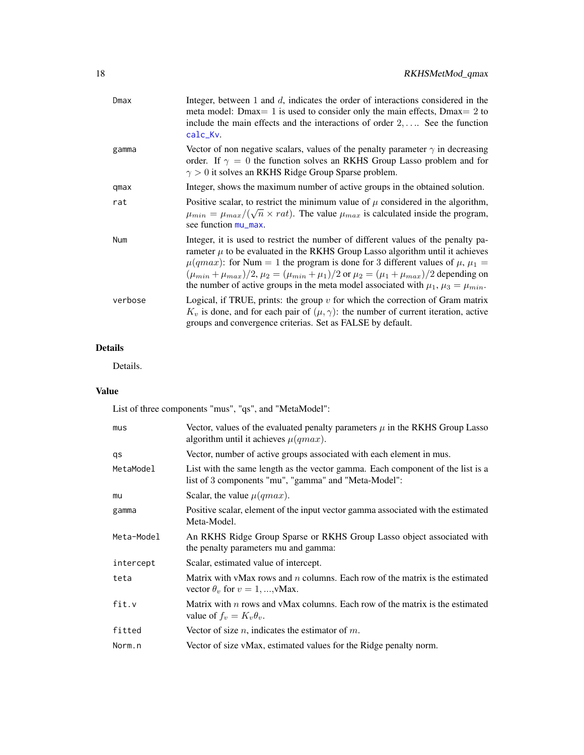| | |
|---|---|
| Dmax | Integer, between 1 and $d$, indicates the order of interactions considered in the meta model: Dmax$=1$ is used to consider only the main effects, Dmax$=2$ to include the main effects and the interactions of order $2,\ldots$. See the function calc_Kv. |
| gamma | Vector of non negative scalars, values of the penalty parameter $\gamma$ in decreasing order. If $\gamma=0$ the function solves an RKHS Group Lasso problem and for $\gamma>0$ it solves an RKHS Ridge Group Sparse problem. |
| qmax | Integer, shows the maximum number of active groups in the obtained solution. |
| rat | Positive scalar, to restrict the minimum value of $\mu$ considered in the algorithm, $\mu_{min}=\mu_{max}/(\sqrt{n}\times rat)$. The value $\mu_{max}$ is calculated inside the program, see function mu_max. |
| Num | Integer, it is used to restrict the number of different values of the penalty parameter $\mu$ to be evaluated in the RKHS Group Lasso algorithm until it achieves $\mu(qmax)$: for Num $=1$ the program is done for 3 different values of $\mu$, $\mu_1=(\mu_{min}+\mu_{max})/2$, $\mu_2=(\mu_{min}+\mu_1)/2$ or $\mu_2=(\mu_1+\mu_{max})/2$ depending on the number of active groups in the meta model associated with $\mu_1$, $\mu_3=\mu_{min}$. |
| verbose | Logical, if TRUE, prints: the group $v$ for which the correction of Gram matrix $K_v$ is done, and for each pair of $(\mu,\gamma)$: the number of current iteration, active groups and convergence criterias. Set as FALSE by default. |

## Details

Details.

## Value

List of three components "mus", "qs", and "MetaModel":

| | |
|---|---|
| mus | Vector, values of the evaluated penalty parameters $\mu$ in the RKHS Group Lasso algorithm until it achieves $\mu(qmax)$. |
| qs | Vector, number of active groups associated with each element in mus. |
| MetaModel | List with the same length as the vector gamma. Each component of the list is a list of 3 components "mu", "gamma" and "Meta-Model": |
| mu | Scalar, the value $\mu(qmax)$. |
| gamma | Positive scalar, element of the input vector gamma associated with the estimated Meta-Model. |
| Meta-Model | An RKHS Ridge Group Sparse or RKHS Group Lasso object associated with the penalty parameters mu and gamma: |
| intercept | Scalar, estimated value of intercept. |
| teta | Matrix with vMax rows and $n$ columns. Each row of the matrix is the estimated vector $\theta_v$ for $v=1,\ldots$,vMax. |
| fit.v | Matrix with $n$ rows and vMax columns. Each row of the matrix is the estimated value of $f_v=K_v\theta_v$. |
| fitted | Vector of size $n$, indicates the estimator of $m$. |
| Norm.n | Vector of size vMax, estimated values for the Ridge penalty norm. |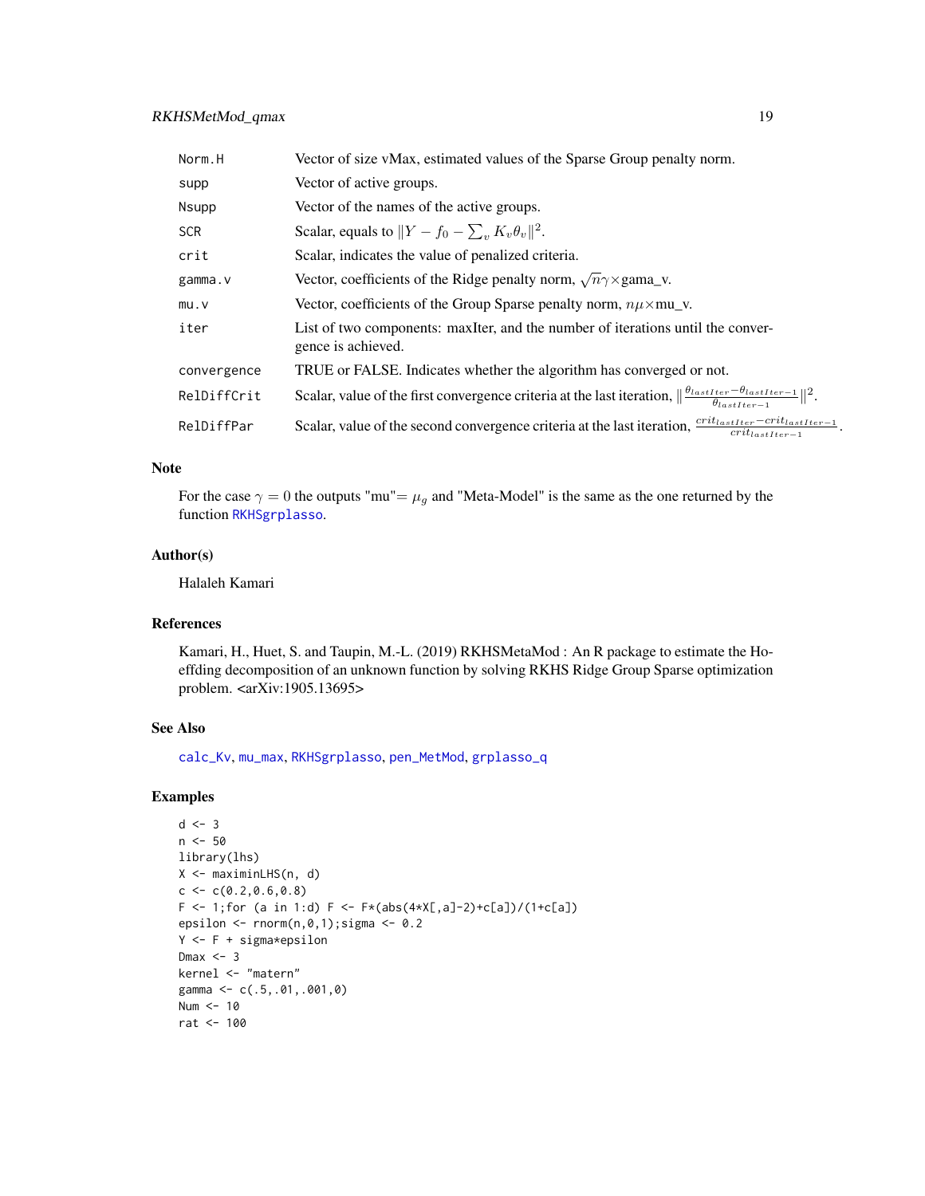| | |
|---|---|
| Norm.H | Vector of size vMax, estimated values of the Sparse Group penalty norm. |
| supp | Vector of active groups. |
| Nsupp | Vector of the names of the active groups. |
| SCR | Scalar, equals to $\Vert Y - f_0 - \sum_v K_v \theta_v \Vert^2$. |
| crit | Scalar, indicates the value of penalized criteria. |
| gamma.v | Vector, coefficients of the Ridge penalty norm, $\sqrt{n}\gamma\times$gama_v. |
| mu.v | Vector, coefficients of the Group Sparse penalty norm, $n\mu\times$mu_v. |
| iter | List of two components: maxIter, and the number of iterations until the convergence is achieved. |
| convergence | TRUE or FALSE. Indicates whether the algorithm has converged or not. |
| RelDiffCrit | Scalar, value of the first convergence criteria at the last iteration, $\Vert \frac{\theta_{lastIter} - \theta_{lastIter-1}}{\theta_{lastIter-1}} \Vert^2$. |
| RelDiffPar | Scalar, value of the second convergence criteria at the last iteration, $\frac{crit_{lastIter} - crit_{lastIter-1}}{crit_{lastIter-1}}$. |

## Note

For the case $\gamma = 0$ the outputs "mu"$= \mu_g$ and "Meta-Model" is the same as the one returned by the function RKHSgrplasso.

## Author(s)

Halaleh Kamari

## References

Kamari, H., Huet, S. and Taupin, M.-L. (2019) RKHSMetaMod : An R package to estimate the Hoeffding decomposition of an unknown function by solving RKHS Ridge Group Sparse optimization problem. <arXiv:1905.13695>

## See Also

calc_Kv, mu_max, RKHSgrplasso, pen_MetMod, grplasso_q

## Examples

```
d <- 3
n <- 50
library(lhs)
X <- maximinLHS(n, d)
c <- c(0.2,0.6,0.8)
F <- 1;for (a in 1:d) F <- F*(abs(4*X[,a]-2)+c[a])/(1+c[a])
epsilon <- rnorm(n,0,1);sigma <- 0.2
Y <- F + sigma*epsilon
Dmax <- 3
kernel <- "matern"
gamma <- c(.5,.01,.001,0)
Num <- 10
rat <- 100
```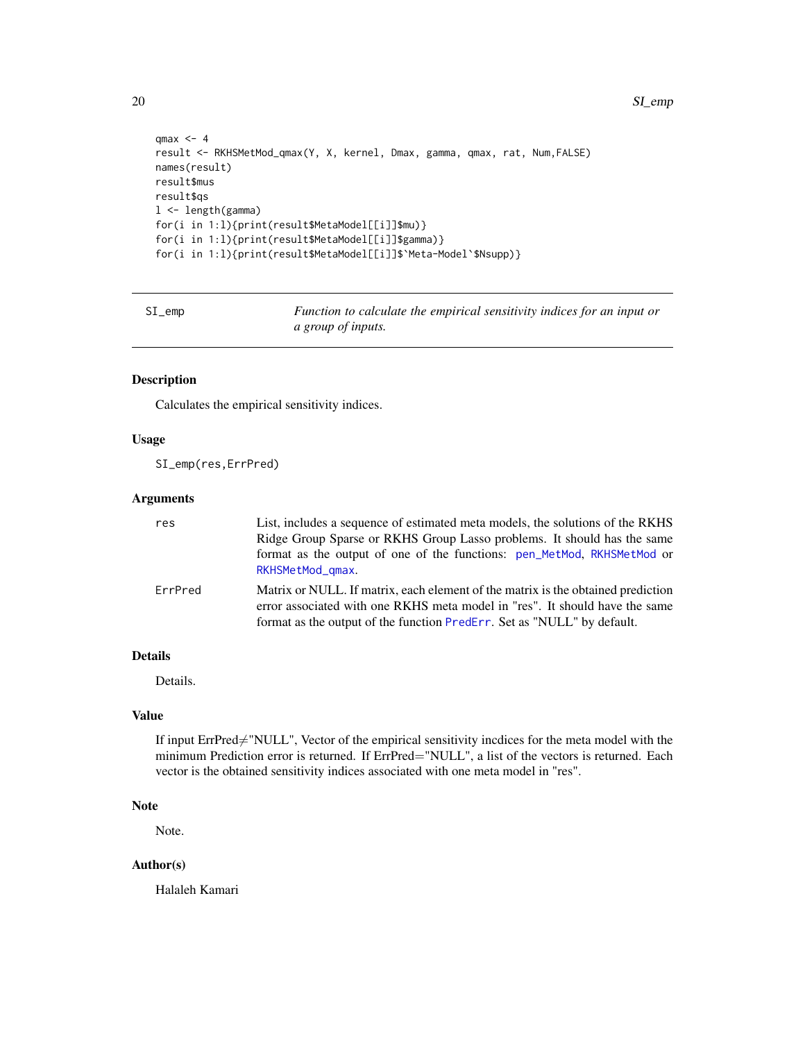```
qmax <- 4
result <- RKHSMetMod_qmax(Y, X, kernel, Dmax, gamma, qmax, rat, Num,FALSE)
names(result)
result$mus
result$qs
l <- length(gamma)
for(i in 1:l){print(result$MetaModel[[i]]$mu)}
for(i in 1:l){print(result$MetaModel[[i]]$gamma)}
for(i in 1:l){print(result$MetaModel[[i]]$`Meta-Model`$Nsupp)}
```

---

## SI_emp — *Function to calculate the empirical sensitivity indices for an input or a group of inputs.*

### Description

Calculates the empirical sensitivity indices.

### Usage

```
SI_emp(res,ErrPred)
```

### Arguments

| | |
|---|---|
| res | List, includes a sequence of estimated meta models, the solutions of the RKHS Ridge Group Sparse or RKHS Group Lasso problems. It should has the same format as the output of one of the functions: pen_MetMod, RKHSMetMod or RKHSMetMod_qmax. |
| ErrPred | Matrix or NULL. If matrix, each element of the matrix is the obtained prediction error associated with one RKHS meta model in "res". It should have the same format as the output of the function PredErr. Set as "NULL" by default. |

### Details

Details.

### Value

If input ErrPred≠"NULL", Vector of the empirical sensitivity incdices for the meta model with the minimum Prediction error is returned. If ErrPred="NULL", a list of the vectors is returned. Each vector is the obtained sensitivity indices associated with one meta model in "res".

### Note

Note.

### Author(s)

Halaleh Kamari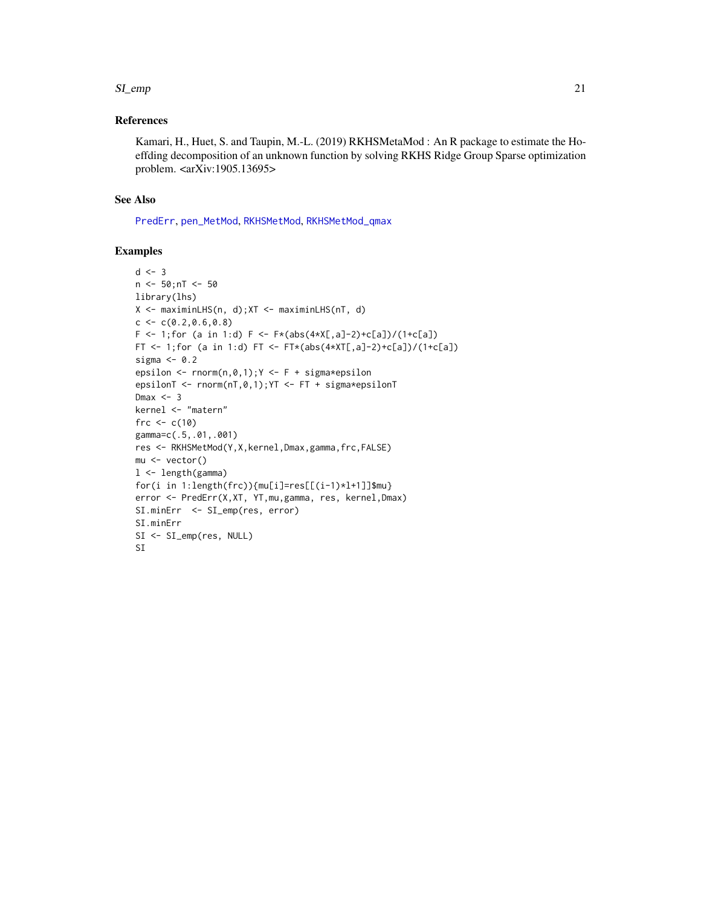### References

Kamari, H., Huet, S. and Taupin, M.-L. (2019) RKHSMetaMod : An R package to estimate the Hoeffding decomposition of an unknown function by solving RKHS Ridge Group Sparse optimization problem. <arXiv:1905.13695>

### See Also

PredErr, pen_MetMod, RKHSMetMod, RKHSMetMod_qmax

### Examples

```
d <- 3
n <- 50;nT <- 50
library(lhs)
X <- maximinLHS(n, d);XT <- maximinLHS(nT, d)
c <- c(0.2,0.6,0.8)
F <- 1;for (a in 1:d) F <- F*(abs(4*X[,a]-2)+c[a])/(1+c[a])
FT <- 1;for (a in 1:d) FT <- FT*(abs(4*XT[,a]-2)+c[a])/(1+c[a])
sigma <- 0.2
epsilon <- rnorm(n,0,1);Y <- F + sigma*epsilon
epsilonT <- rnorm(nT,0,1);YT <- FT + sigma*epsilonT
Dmax <- 3
kernel <- "matern"
frc <- c(10)
gamma=c(.5,.01,.001)
res <- RKHSMetMod(Y,X,kernel,Dmax,gamma,frc,FALSE)
mu <- vector()
l <- length(gamma)
for(i in 1:length(frc)){mu[i]=res[[(i-1)*l+1]]$mu}
error <- PredErr(X,XT, YT,mu,gamma, res, kernel,Dmax)
SI.minErr  <- SI_emp(res, error)
SI.minErr
SI <- SI_emp(res, NULL)
SI
```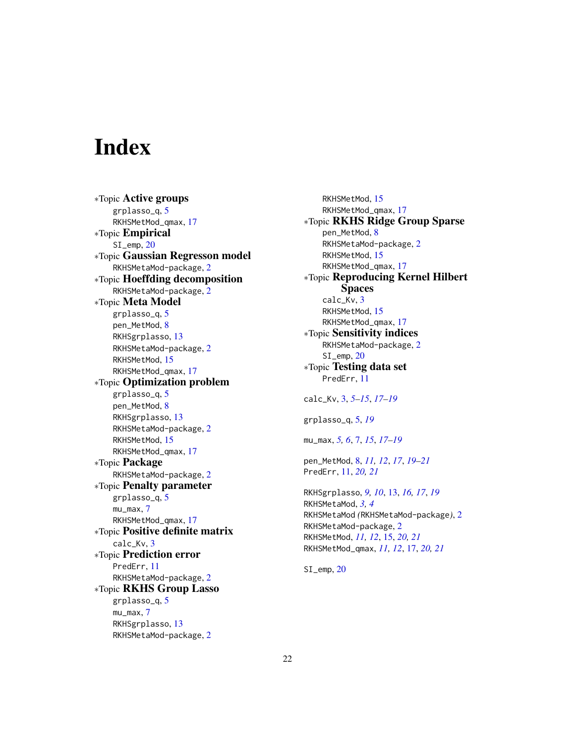# Index

*Topic **Active groups**
- grplasso_q, 5
- RKHSMetMod_qmax, 17

*Topic **Empirical**
- SI_emp, 20

*Topic **Gaussian Regresson model**
- RKHSMetaMod-package, 2

*Topic **Hoeffding decomposition**
- RKHSMetaMod-package, 2

*Topic **Meta Model**
- grplasso_q, 5
- pen_MetMod, 8
- RKHSgrplasso, 13
- RKHSMetaMod-package, 2
- RKHSMetMod, 15
- RKHSMetMod_qmax, 17

*Topic **Optimization problem**
- grplasso_q, 5
- pen_MetMod, 8
- RKHSgrplasso, 13
- RKHSMetaMod-package, 2
- RKHSMetMod, 15
- RKHSMetMod_qmax, 17

*Topic **Package**
- RKHSMetaMod-package, 2

*Topic **Penalty parameter**
- grplasso_q, 5
- mu_max, 7
- RKHSMetMod_qmax, 17

*Topic **Positive definite matrix**
- calc_Kv, 3

*Topic **Prediction error**
- PredErr, 11
- RKHSMetaMod-package, 2

*Topic **RKHS Group Lasso**
- grplasso_q, 5
- mu_max, 7
- RKHSgrplasso, 13
- RKHSMetaMod-package, 2
- RKHSMetMod, 15
- RKHSMetMod_qmax, 17

*Topic **RKHS Ridge Group Sparse**
- pen_MetMod, 8
- RKHSMetaMod-package, 2
- RKHSMetMod, 15
- RKHSMetMod_qmax, 17

*Topic **Reproducing Kernel Hilbert Spaces**
- calc_Kv, 3
- RKHSMetMod, 15
- RKHSMetMod_qmax, 17

*Topic **Sensitivity indices**
- RKHSMetaMod-package, 2
- SI_emp, 20

*Topic **Testing data set**
- PredErr, 11

calc_Kv, 3, *5–15*, *17–19*

grplasso_q, 5, *19*

mu_max, *5, 6*, 7, *15*, *17–19*

pen_MetMod, 8, *11, 12*, *17*, *19–21*
PredErr, 11, *20, 21*

RKHSgrplasso, *9, 10*, 13, *16, 17*, *19*
RKHSMetaMod, *3, 4*
RKHSMetaMod *(*RKHSMetaMod-package*)*, 2
RKHSMetaMod-package, 2
RKHSMetMod, *11, 12*, 15, *20, 21*
RKHSMetMod_qmax, *11, 12*, 17, *20, 21*

SI_emp, 20